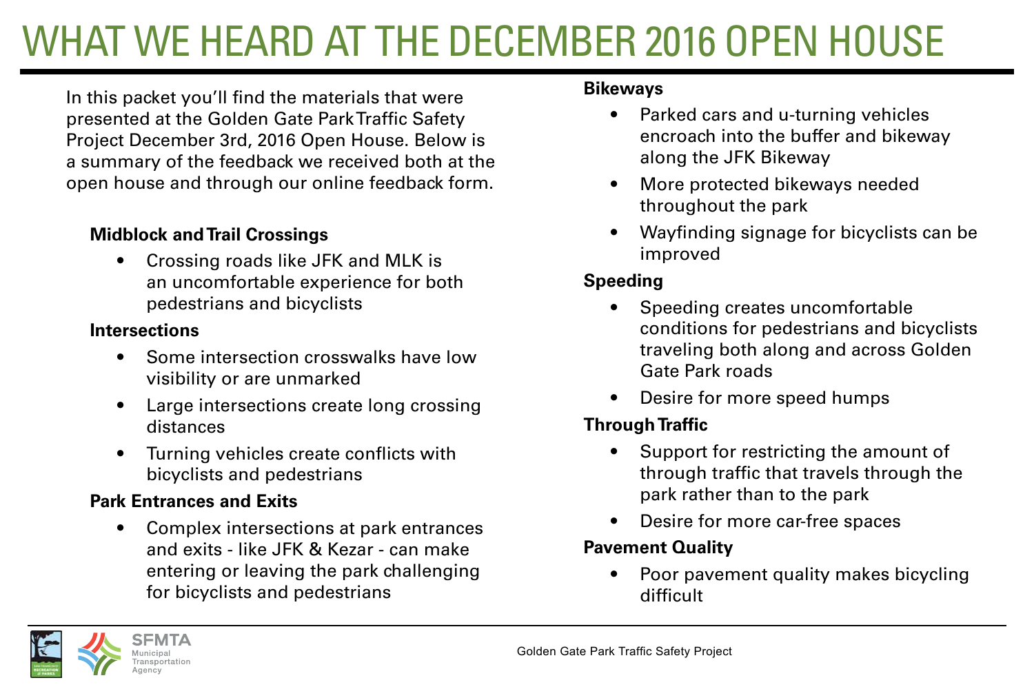# WHAT WE HEARD AT THE DECEMBER 2016 OPEN HOUSE

In this packet you'll find the materials that were presented at the Golden Gate Park Traffic Safety Project December 3rd, 2016 Open House. Below is a summary of the feedback we received both at the open house and through our online feedback form.

**Midblock and Trail Crossings**

- Crossing roads like JFK and MLK is an uncomfortable experience for both pedestrians and bicyclists

**Intersections**

- Some intersection crosswalks have low visibility or are unmarked
- Large intersections create long crossing distances
- Turning vehicles create conflicts with bicyclists and pedestrians

**Park Entrances and Exits**

- Complex intersections at park entrances and exits - like JFK & Kezar - can make entering or leaving the park challenging for bicyclists and pedestrians

**Bikeways**

- Parked cars and u-turning vehicles encroach into the buffer and bikeway along the JFK Bikeway
- More protected bikeways needed throughout the park
- Wayfinding signage for bicyclists can be improved

**Speeding**

- Speeding creates uncomfortable conditions for pedestrians and bicyclists traveling both along and across Golden Gate Park roads
- Desire for more speed humps

**Through Traffic**

- Support for restricting the amount of through traffic that travels through the park rather than to the park
- Desire for more car-free spaces

**Pavement Quality**

- Poor pavement quality makes bicycling difficult

SFMTA Municipal Transportation Agency

Golden Gate Park Traffic Safety Project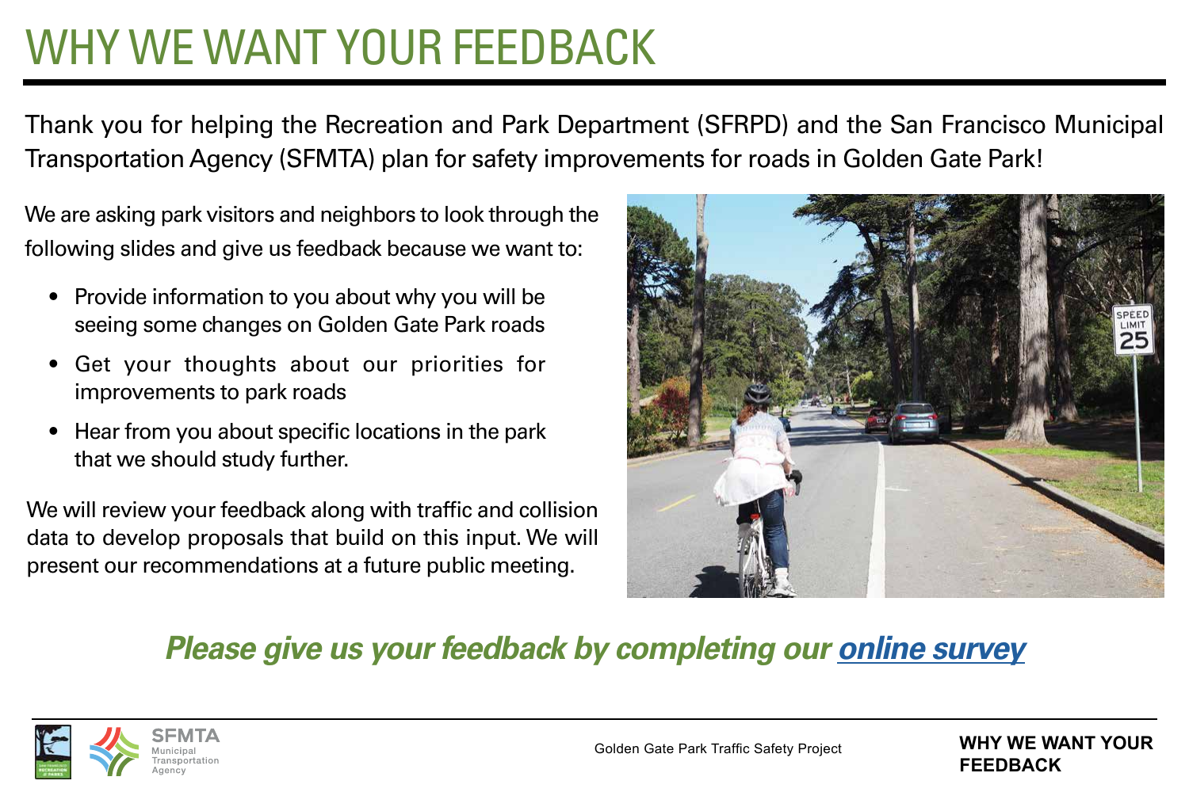# WHY WE WANT YOUR FEEDBACK

Thank you for helping the Recreation and Park Department (SFRPD) and the San Francisco Municipal Transportation Agency (SFMTA) plan for safety improvements for roads in Golden Gate Park!

We are asking park visitors and neighbors to look through the following slides and give us feedback because we want to:

- Provide information to you about why you will be seeing some changes on Golden Gate Park roads
- Get your thoughts about our priorities for improvements to park roads
- Hear from you about specific locations in the park that we should study further.

We will review your feedback along with traffic and collision data to develop proposals that build on this input. We will present our recommendations at a future public meeting.

***Please give us your feedback by completing our online survey***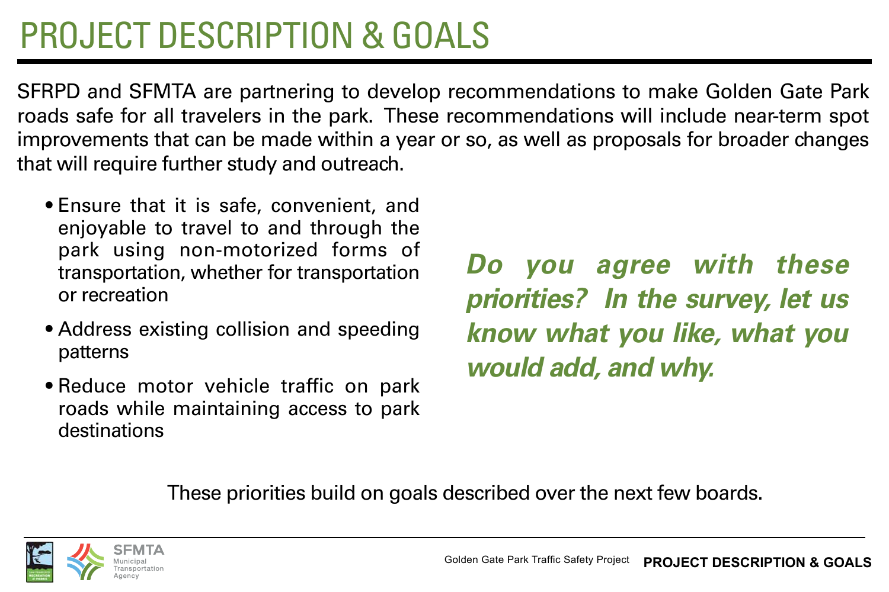# PROJECT DESCRIPTION & GOALS

SFRPD and SFMTA are partnering to develop recommendations to make Golden Gate Park roads safe for all travelers in the park. These recommendations will include near-term spot improvements that can be made within a year or so, as well as proposals for broader changes that will require further study and outreach.

- Ensure that it is safe, convenient, and enjoyable to travel to and through the park using non-motorized forms of transportation, whether for transportation or recreation
- Address existing collision and speeding patterns
- Reduce motor vehicle traffic on park roads while maintaining access to park destinations

***Do you agree with these priorities? In the survey, let us know what you like, what you would add, and why.***

These priorities build on goals described over the next few boards.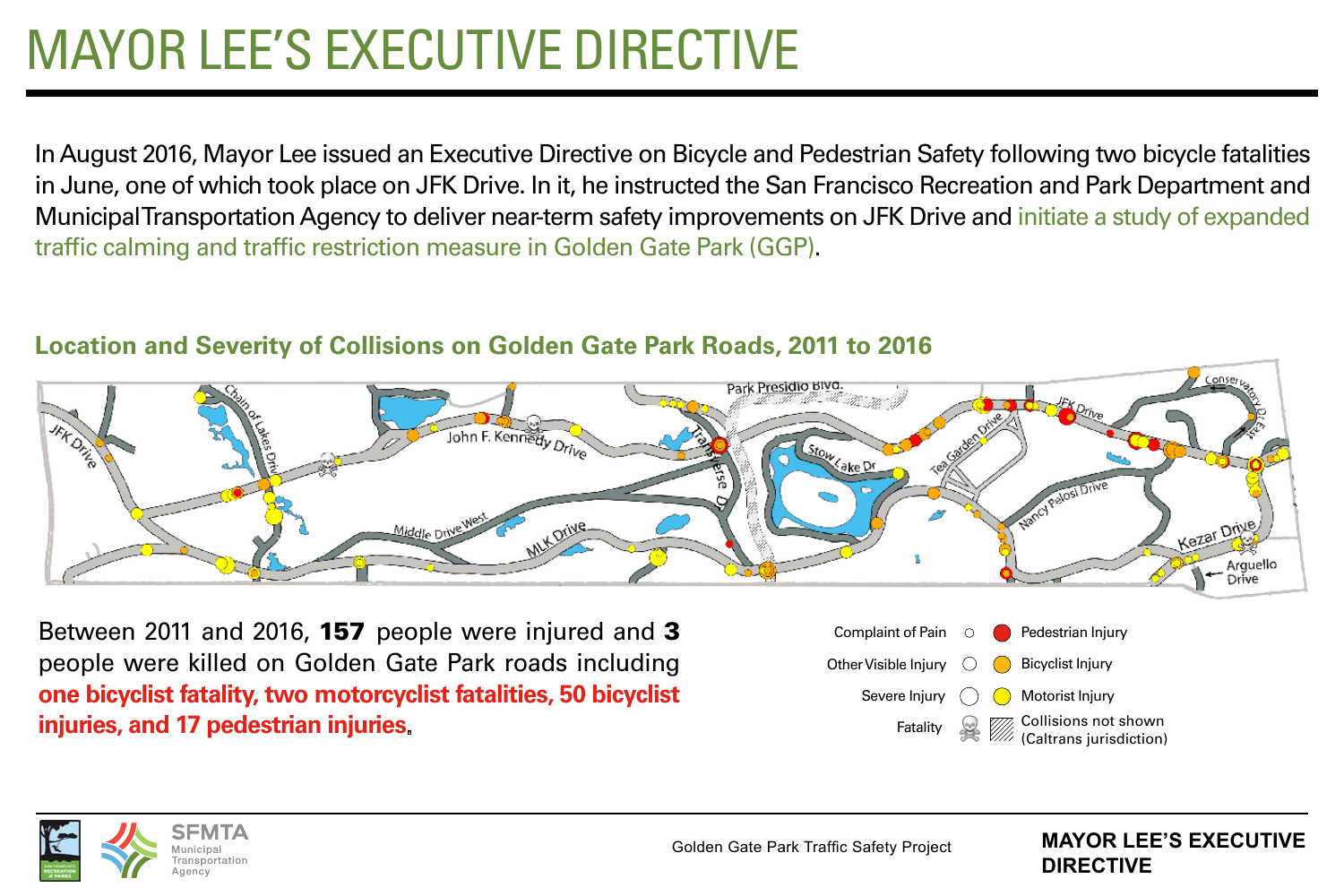# MAYOR LEE'S EXECUTIVE DIRECTIVE

In August 2016, Mayor Lee issued an Executive Directive on Bicycle and Pedestrian Safety following two bicycle fatalities in June, one of which took place on JFK Drive. In it, he instructed the San Francisco Recreation and Park Department and Municipal Transportation Agency to deliver near-term safety improvements on JFK Drive and initiate a study of expanded traffic calming and traffic restriction measure in Golden Gate Park (GGP).

## Location and Severity of Collisions on Golden Gate Park Roads, 2011 to 2016

Between 2011 and 2016, **157** people were injured and **3** people were killed on Golden Gate Park roads including **one bicyclist fatality, two motorcyclist fatalities, 50 bicyclist injuries, and 17 pedestrian injuries.**

| | |
|---|---|
| Complaint of Pain | Pedestrian Injury |
| Other Visible Injury | Bicyclist Injury |
| Severe Injury | Motorist Injury |
| Fatality | Collisions not shown (Caltrans jurisdiction) |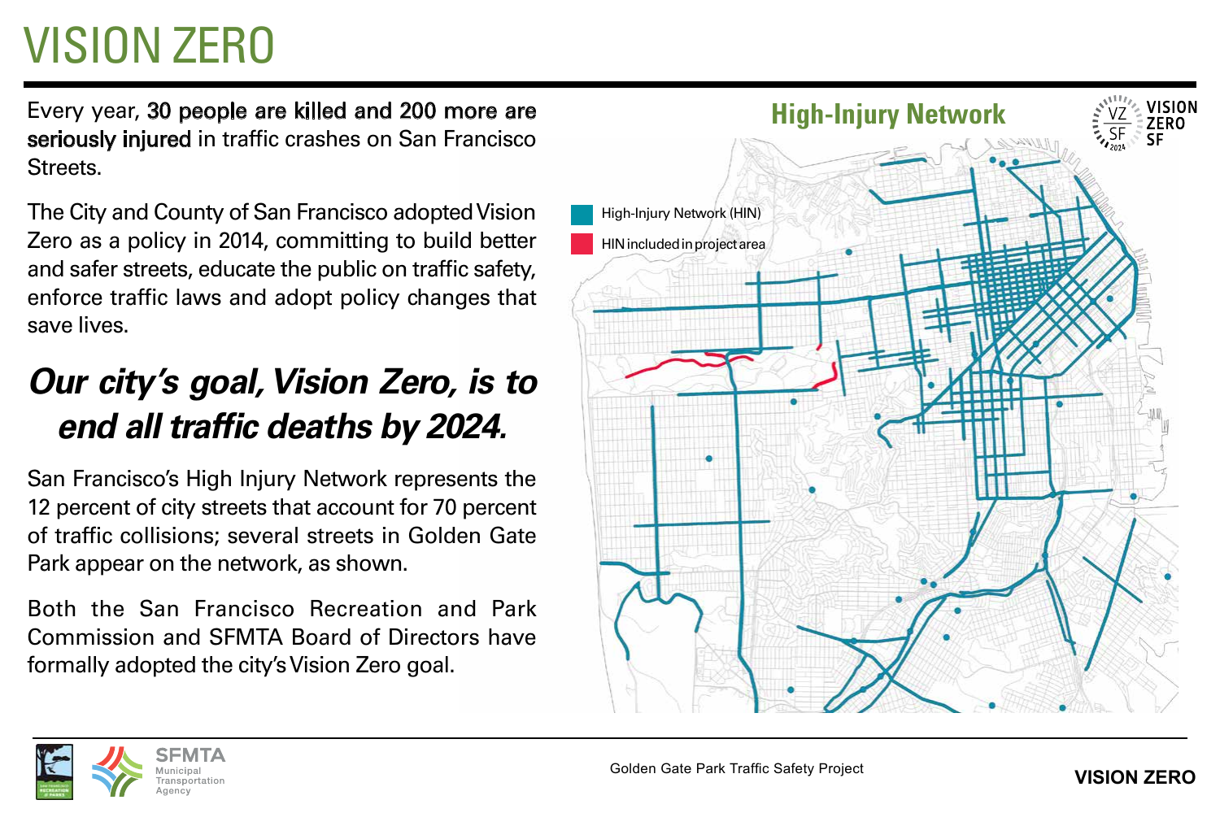# VISION ZERO

Every year, **30 people are killed and 200 more are seriously injured** in traffic crashes on San Francisco Streets.

The City and County of San Francisco adopted Vision Zero as a policy in 2014, committing to build better and safer streets, educate the public on traffic safety, enforce traffic laws and adopt policy changes that save lives.

***Our city's goal, Vision Zero, is to end all traffic deaths by 2024.***

San Francisco's High Injury Network represents the 12 percent of city streets that account for 70 percent of traffic collisions; several streets in Golden Gate Park appear on the network, as shown.

Both the San Francisco Recreation and Park Commission and SFMTA Board of Directors have formally adopted the city's Vision Zero goal.

## High-Injury Network

- High-Injury Network (HIN)
- HIN included in project area

VISION ZERO SF

Golden Gate Park Traffic Safety Project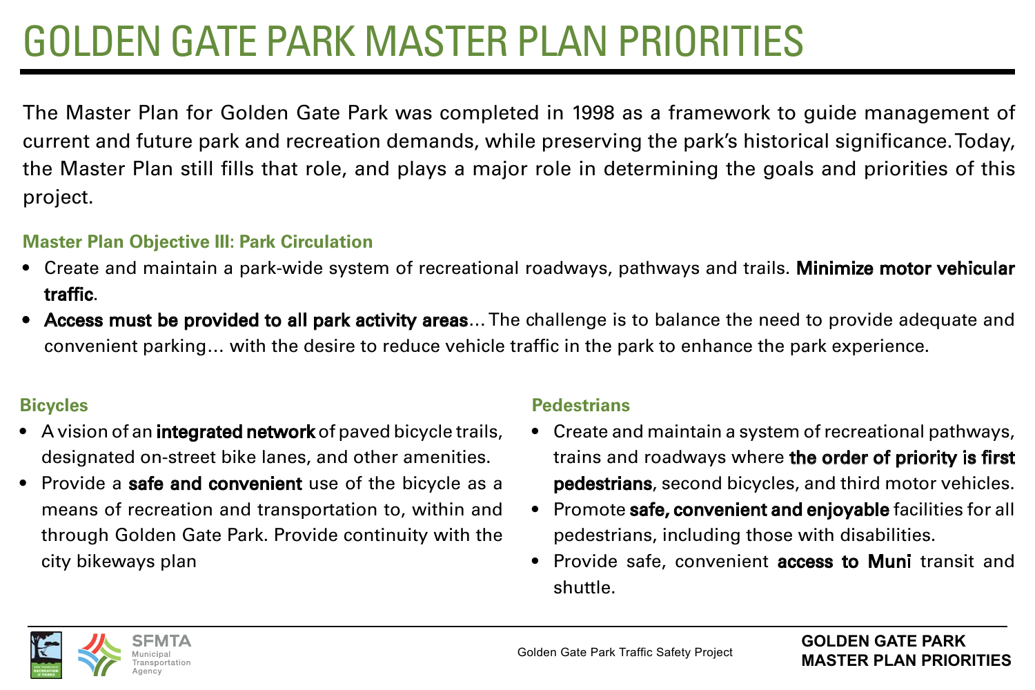# GOLDEN GATE PARK MASTER PLAN PRIORITIES

The Master Plan for Golden Gate Park was completed in 1998 as a framework to guide management of current and future park and recreation demands, while preserving the park's historical significance. Today, the Master Plan still fills that role, and plays a major role in determining the goals and priorities of this project.

### Master Plan Objective III: Park Circulation

- Create and maintain a park-wide system of recreational roadways, pathways and trails. **Minimize motor vehicular traffic**.
- **Access must be provided to all park activity areas**... The challenge is to balance the need to provide adequate and convenient parking... with the desire to reduce vehicle traffic in the park to enhance the park experience.

### Bicycles

- A vision of an **integrated network** of paved bicycle trails, designated on-street bike lanes, and other amenities.
- Provide a **safe and convenient** use of the bicycle as a means of recreation and transportation to, within and through Golden Gate Park. Provide continuity with the city bikeways plan

### Pedestrians

- Create and maintain a system of recreational pathways, trains and roadways where **the order of priority is first pedestrians**, second bicycles, and third motor vehicles.
- Promote **safe, convenient and enjoyable** facilities for all pedestrians, including those with disabilities.
- Provide safe, convenient **access to Muni** transit and shuttle.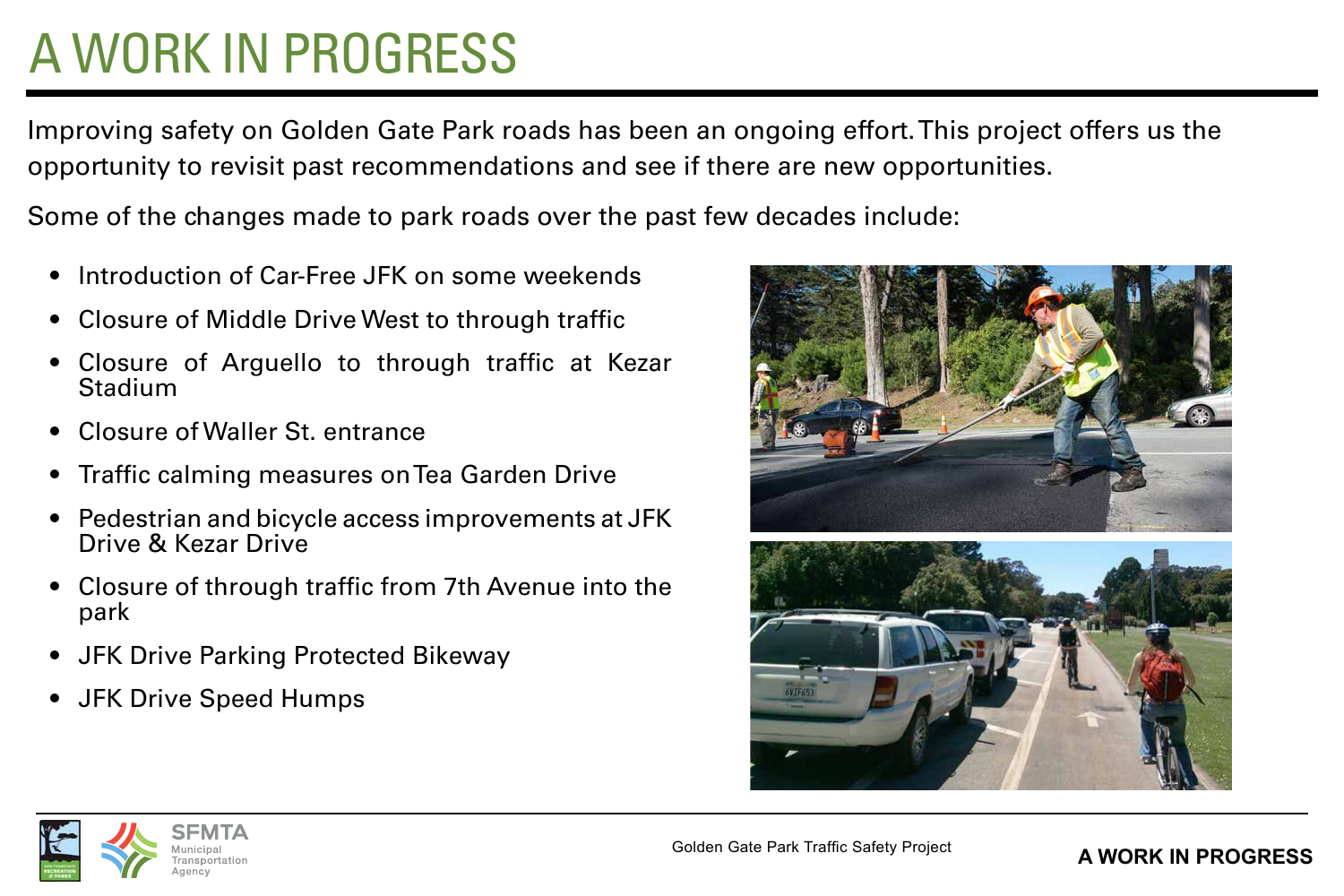# A WORK IN PROGRESS

Improving safety on Golden Gate Park roads has been an ongoing effort. This project offers us the opportunity to revisit past recommendations and see if there are new opportunities.

Some of the changes made to park roads over the past few decades include:

- Introduction of Car-Free JFK on some weekends
- Closure of Middle Drive West to through traffic
- Closure of Arguello to through traffic at Kezar Stadium
- Closure of Waller St. entrance
- Traffic calming measures on Tea Garden Drive
- Pedestrian and bicycle access improvements at JFK Drive & Kezar Drive
- Closure of through traffic from 7th Avenue into the park
- JFK Drive Parking Protected Bikeway
- JFK Drive Speed Humps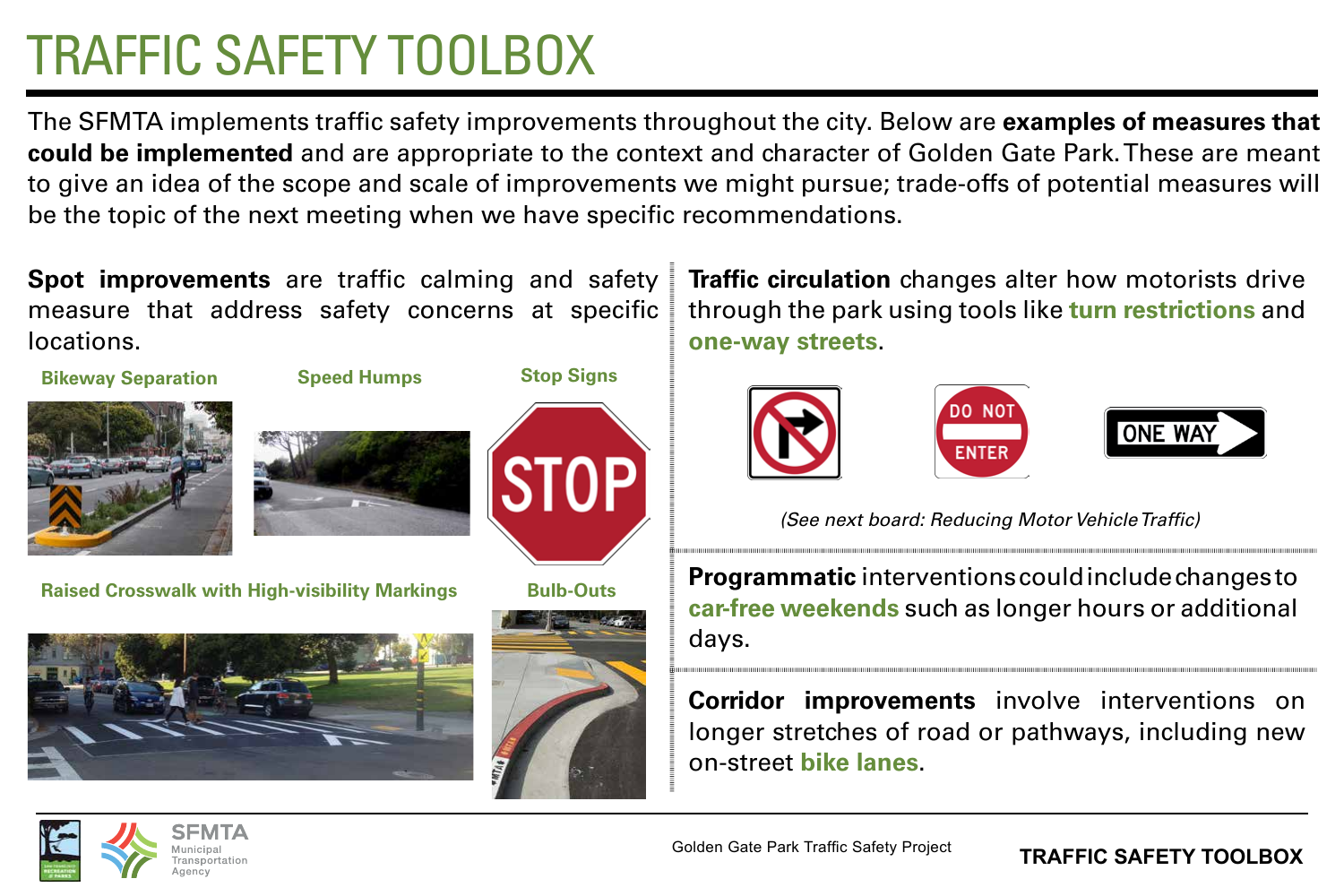# TRAFFIC SAFETY TOOLBOX

The SFMTA implements traffic safety improvements throughout the city. Below are **examples of measures that could be implemented** and are appropriate to the context and character of Golden Gate Park. These are meant to give an idea of the scope and scale of improvements we might pursue; trade-offs of potential measures will be the topic of the next meeting when we have specific recommendations.

**Spot improvements** are traffic calming and safety measure that address safety concerns at specific locations.

**Bikeway Separation**

**Speed Humps**

**Stop Signs**

**Raised Crosswalk with High-visibility Markings**

**Bulb-Outs**

**Traffic circulation** changes alter how motorists drive through the park using tools like **turn restrictions** and **one-way streets**.

*(See next board: Reducing Motor Vehicle Traffic)*

**Programmatic** interventions could include changes to **car-free weekends** such as longer hours or additional days.

**Corridor improvements** involve interventions on longer stretches of road or pathways, including new on-street **bike lanes**.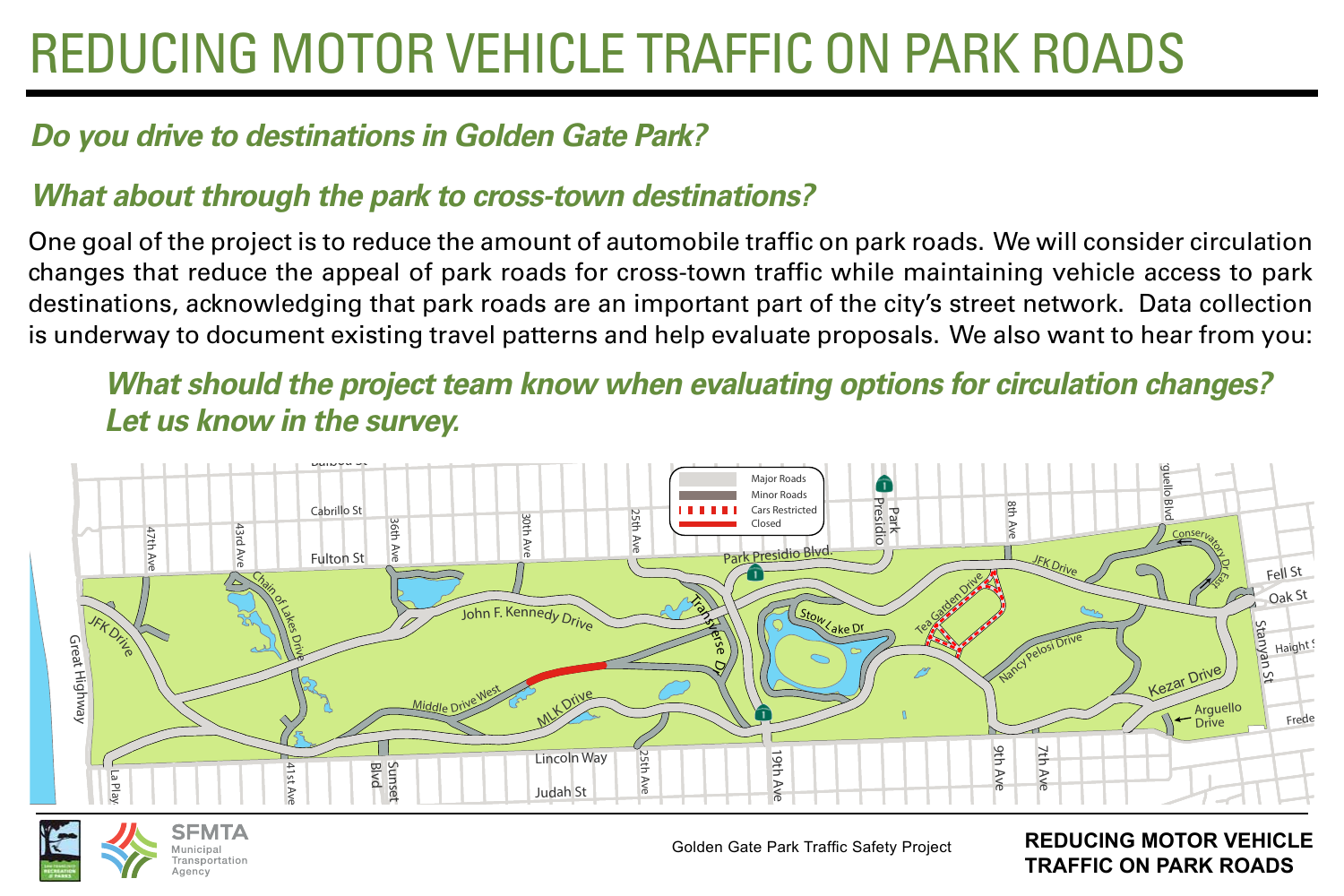# REDUCING MOTOR VEHICLE TRAFFIC ON PARK ROADS

## *Do you drive to destinations in Golden Gate Park?*

## *What about through the park to cross-town destinations?*

One goal of the project is to reduce the amount of automobile traffic on park roads. We will consider circulation changes that reduce the appeal of park roads for cross-town traffic while maintaining vehicle access to park destinations, acknowledging that park roads are an important part of the city's street network. Data collection is underway to document existing travel patterns and help evaluate proposals. We also want to hear from you:

### *What should the project team know when evaluating options for circulation changes? Let us know in the survey.*

Major Roads
Minor Roads
Cars Restricted
Closed

Golden Gate Park Traffic Safety Project

**REDUCING MOTOR VEHICLE TRAFFIC ON PARK ROADS**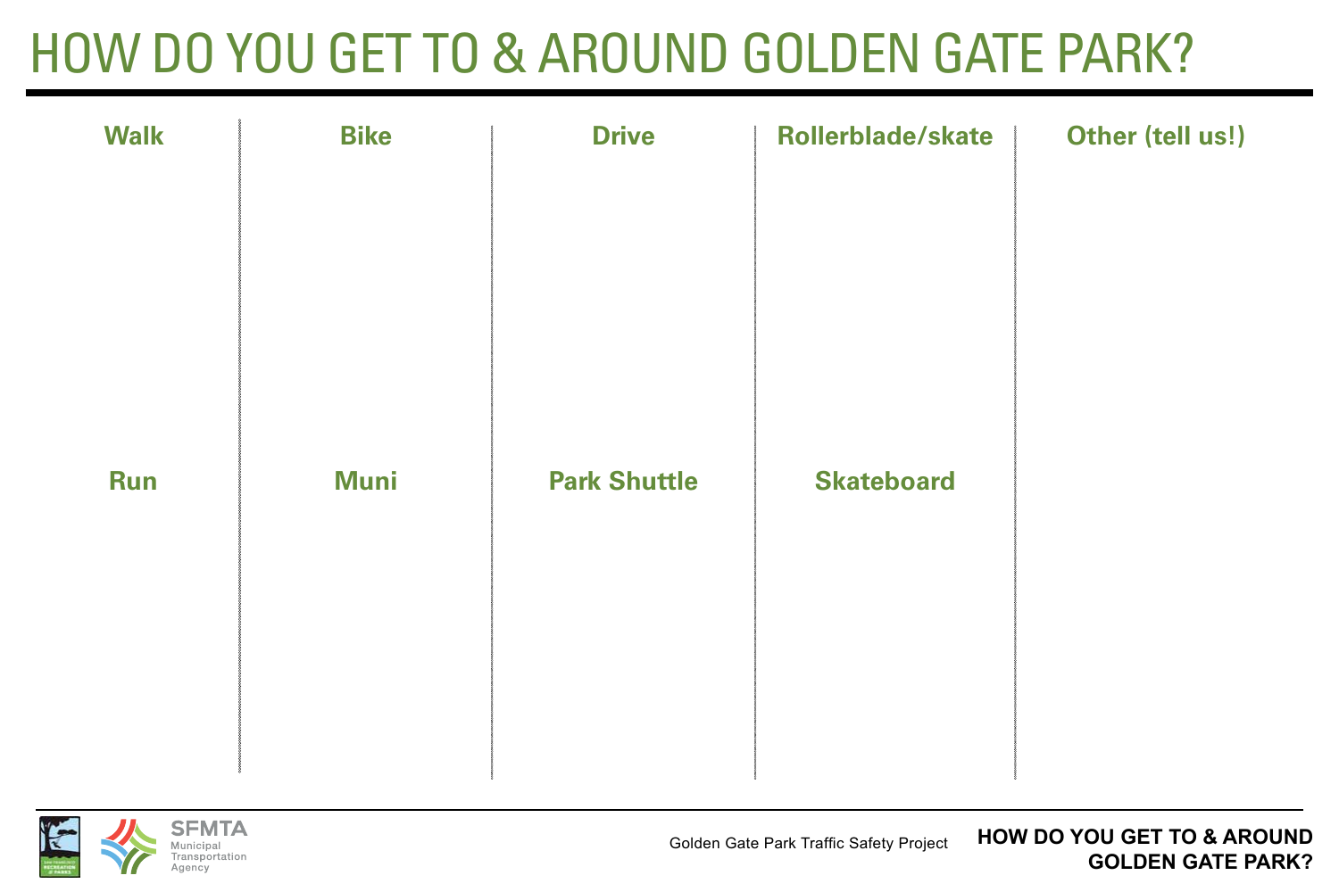# HOW DO YOU GET TO & AROUND GOLDEN GATE PARK?

| Walk | Bike | Drive | Rollerblade/skate | Other (tell us!) |
| --- | --- | --- | --- | --- |
| | | | | |
| **Run** | **Muni** | **Park Shuttle** | **Skateboard** | |
| | | | | |

SFMTA Municipal Transportation Agency

Golden Gate Park Traffic Safety Project

**HOW DO YOU GET TO & AROUND GOLDEN GATE PARK?**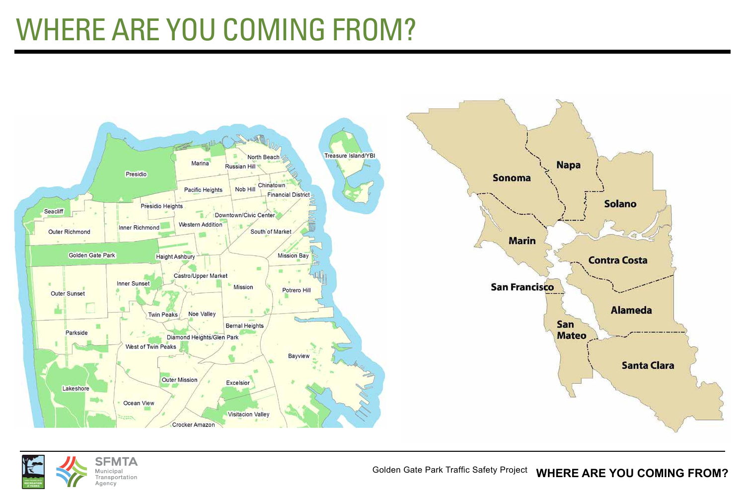# WHERE ARE YOU COMING FROM?

Presidio
Marina
North Beach
Russian Hill
Treasure Island/YBI
Pacific Heights
Nob Hill
Chinatown
Financial District
Presidio Heights
Seacliff
Downtown/Civic Center
Western Addition
Outer Richmond
Inner Richmond
South of Market
Golden Gate Park
Haight Ashbury
Mission Bay
Castro/Upper Market
Inner Sunset
Mission
Outer Sunset
Potrero Hill
Twin Peaks
Noe Valley
Bernal Heights
Parkside
Diamond Heights/Glen Park
West of Twin Peaks
Bayview
Outer Mission
Excelsior
Lakeshore
Ocean View
Visitacion Valley
Crocker Amazon

Sonoma
Napa
Solano
Marin
Contra Costa
San Francisco
Alameda
San Mateo
Santa Clara

SFMTA Municipal Transportation Agency

Golden Gate Park Traffic Safety Project **WHERE ARE YOU COMING FROM?**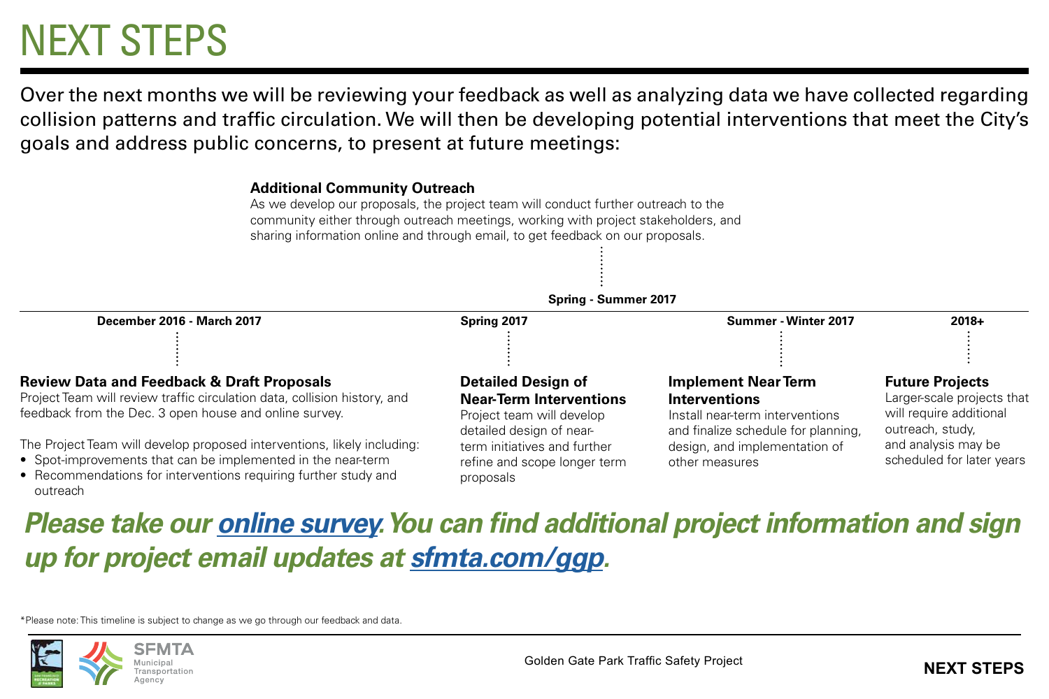# NEXT STEPS

Over the next months we will be reviewing your feedback as well as analyzing data we have collected regarding collision patterns and traffic circulation. We will then be developing potential interventions that meet the City's goals and address public concerns, to present at future meetings:

**Additional Community Outreach**
As we develop our proposals, the project team will conduct further outreach to the community either through outreach meetings, working with project stakeholders, and sharing information online and through email, to get feedback on our proposals.

**Spring - Summer 2017**

**December 2016 - March 2017**

**Review Data and Feedback & Draft Proposals**
Project Team will review traffic circulation data, collision history, and feedback from the Dec. 3 open house and online survey.

The Project Team will develop proposed interventions, likely including:

- Spot-improvements that can be implemented in the near-term
- Recommendations for interventions requiring further study and outreach

**Spring 2017**

**Detailed Design of Near-Term Interventions**
Project team will develop detailed design of near-term initiatives and further refine and scope longer term proposals

**Summer - Winter 2017**

**Implement Near Term Interventions**
Install near-term interventions and finalize schedule for planning, design, and implementation of other measures

**2018+**

**Future Projects**
Larger-scale projects that will require additional outreach, study, and analysis may be scheduled for later years

***Please take our online survey. You can find additional project information and sign up for project email updates at sfmta.com/ggp.***

*Please note: This timeline is subject to change as we go through our feedback and data.

SFMTA Municipal Transportation Agency

Golden Gate Park Traffic Safety Project